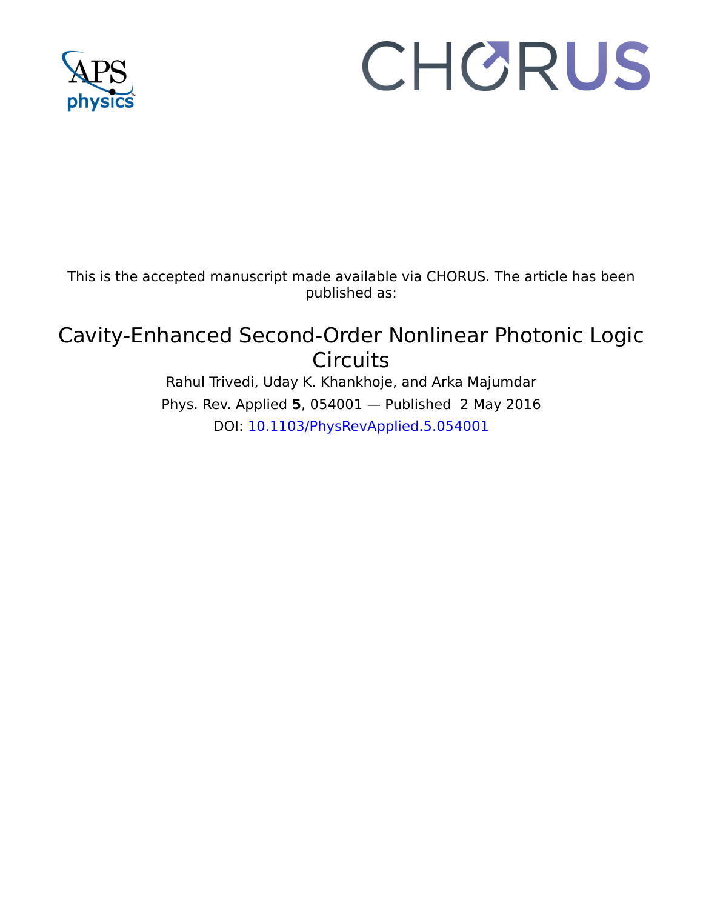This is the accepted manuscript made available via CHORUS. The article has been published as:

# Cavity-Enhanced Second-Order Nonlinear Photonic Logic Circuits

Rahul Trivedi, Uday K. Khankhoje, and Arka Majumdar

Phys. Rev. Applied **5**, 054001 — Published 2 May 2016

DOI: 10.1103/PhysRevApplied.5.054001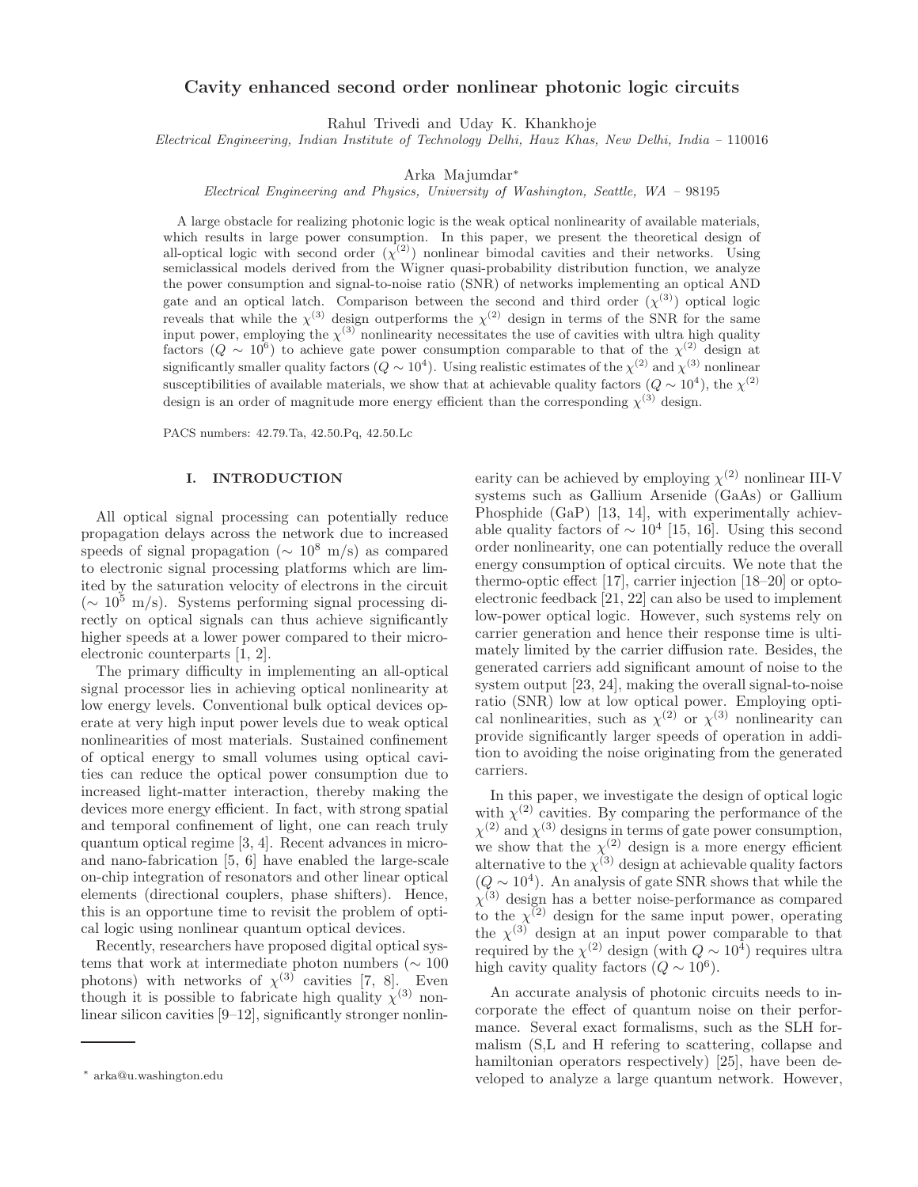# Cavity enhanced second order nonlinear photonic logic circuits

Rahul Trivedi and Uday K. Khankhoje

*Electrical Engineering, Indian Institute of Technology Delhi, Hauz Khas, New Delhi, India – 110016*

Arka Majumdar*

*Electrical Engineering and Physics, University of Washington, Seattle, WA – 98195*

A large obstacle for realizing photonic logic is the weak optical nonlinearity of available materials, which results in large power consumption. In this paper, we present the theoretical design of all-optical logic with second order ($\chi^{(2)}$) nonlinear bimodal cavities and their networks. Using semiclassical models derived from the Wigner quasi-probability distribution function, we analyze the power consumption and signal-to-noise ratio (SNR) of networks implementing an optical AND gate and an optical latch. Comparison between the second and third order ($\chi^{(3)}$) optical logic reveals that while the $\chi^{(3)}$ design outperforms the $\chi^{(2)}$ design in terms of the SNR for the same input power, employing the $\chi^{(3)}$ nonlinearity necessitates the use of cavities with ultra high quality factors ($Q \sim 10^6$) to achieve gate power consumption comparable to that of the $\chi^{(2)}$ design at significantly smaller quality factors ($Q \sim 10^4$). Using realistic estimates of the $\chi^{(2)}$ and $\chi^{(3)}$ nonlinear susceptibilities of available materials, we show that at achievable quality factors ($Q \sim 10^4$), the $\chi^{(2)}$ design is an order of magnitude more energy efficient than the corresponding $\chi^{(3)}$ design.

PACS numbers: 42.79.Ta, 42.50.Pq, 42.50.Lc

## I. INTRODUCTION

All optical signal processing can potentially reduce propagation delays across the network due to increased speeds of signal propagation ($\sim 10^8$ m/s) as compared to electronic signal processing platforms which are limited by the saturation velocity of electrons in the circuit ($\sim 10^5$ m/s). Systems performing signal processing directly on optical signals can thus achieve significantly higher speeds at a lower power compared to their microelectronic counterparts [1, 2].

The primary difficulty in implementing an all-optical signal processor lies in achieving optical nonlinearity at low energy levels. Conventional bulk optical devices operate at very high input power levels due to weak optical nonlinearities of most materials. Sustained confinement of optical energy to small volumes using optical cavities can reduce the optical power consumption due to increased light-matter interaction, thereby making the devices more energy efficient. In fact, with strong spatial and temporal confinement of light, one can reach truly quantum optical regime [3, 4]. Recent advances in micro- and nano-fabrication [5, 6] have enabled the large-scale on-chip integration of resonators and other linear optical elements (directional couplers, phase shifters). Hence, this is an opportune time to revisit the problem of optical logic using nonlinear quantum optical devices.

Recently, researchers have proposed digital optical systems that work at intermediate photon numbers ($\sim 100$ photons) with networks of $\chi^{(3)}$ cavities [7, 8]. Even though it is possible to fabricate high quality $\chi^{(3)}$ nonlinear silicon cavities [9–12], significantly stronger nonlinearity can be achieved by employing $\chi^{(2)}$ nonlinear III-V systems such as Gallium Arsenide (GaAs) or Gallium Phosphide (GaP) [13, 14], with experimentally achievable quality factors of $\sim 10^4$ [15, 16]. Using this second order nonlinearity, one can potentially reduce the overall energy consumption of optical circuits. We note that the thermo-optic effect [17], carrier injection [18–20] or optoelectronic feedback [21, 22] can also be used to implement low-power optical logic. However, such systems rely on carrier generation and hence their response time is ultimately limited by the carrier diffusion rate. Besides, the generated carriers add significant amount of noise to the system output [23, 24], making the overall signal-to-noise ratio (SNR) low at low optical power. Employing optical nonlinearities, such as $\chi^{(2)}$ or $\chi^{(3)}$ nonlinearity can provide significantly larger speeds of operation in addition to avoiding the noise originating from the generated carriers.

In this paper, we investigate the design of optical logic with $\chi^{(2)}$ cavities. By comparing the performance of the $\chi^{(2)}$ and $\chi^{(3)}$ designs in terms of gate power consumption, we show that the $\chi^{(2)}$ design is a more energy efficient alternative to the $\chi^{(3)}$ design at achievable quality factors ($Q \sim 10^4$). An analysis of gate SNR shows that while the $\chi^{(3)}$ design has a better noise-performance as compared to the $\chi^{(2)}$ design for the same input power, operating the $\chi^{(3)}$ design at an input power comparable to that required by the $\chi^{(2)}$ design (with $Q \sim 10^4$) requires ultra high cavity quality factors ($Q \sim 10^6$).

An accurate analysis of photonic circuits needs to incorporate the effect of quantum noise on their performance. Several exact formalisms, such as the SLH formalism (S,L and H refering to scattering, collapse and hamiltonian operators respectively) [25], have been developed to analyze a large quantum network. However,

* arka@u.washington.edu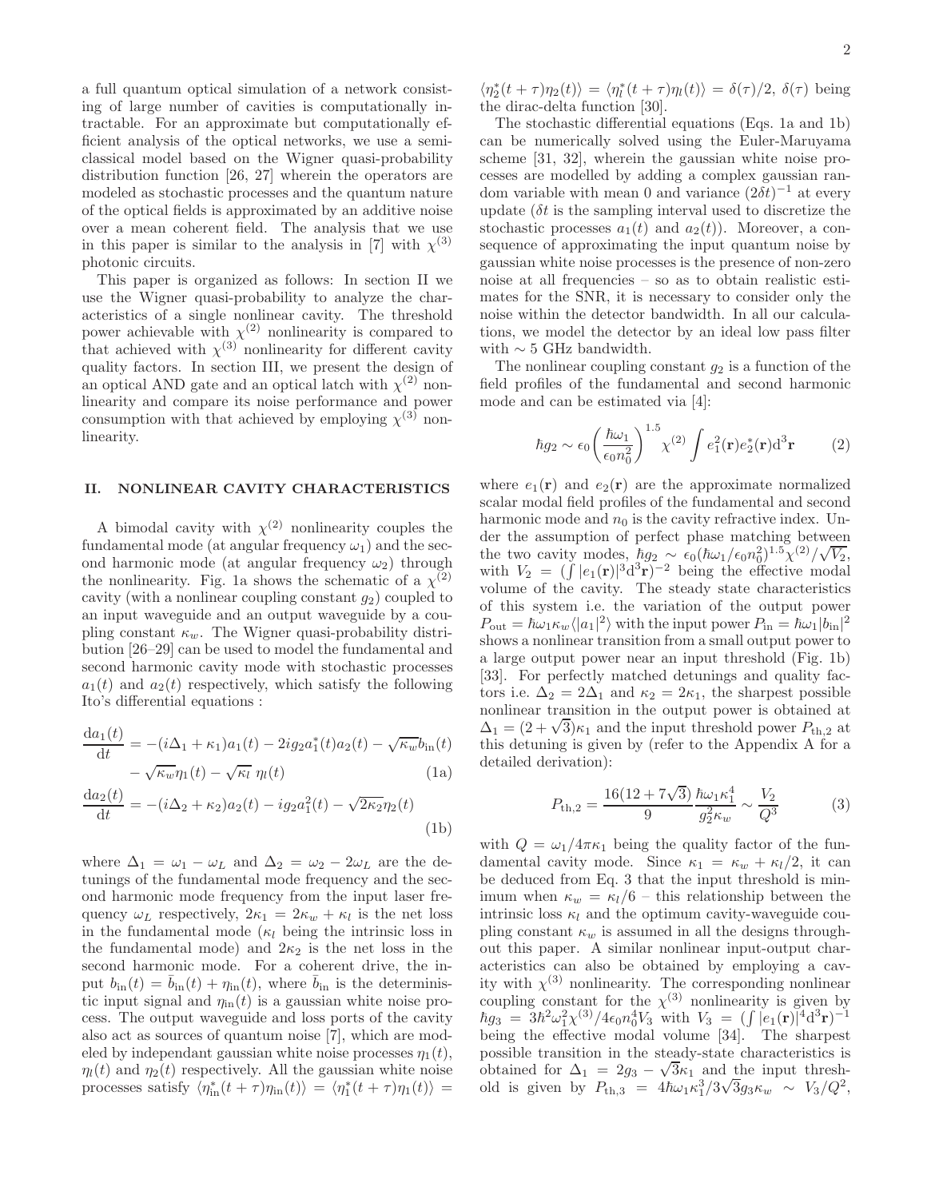a full quantum optical simulation of a network consisting of large number of cavities is computationally intractable. For an approximate but computationally efficient analysis of the optical networks, we use a semi-classical model based on the Wigner quasi-probability distribution function [26, 27] wherein the operators are modeled as stochastic processes and the quantum nature of the optical fields is approximated by an additive noise over a mean coherent field. The analysis that we use in this paper is similar to the analysis in [7] with $\chi^{(3)}$ photonic circuits.

This paper is organized as follows: In section II we use the Wigner quasi-probability to analyze the characteristics of a single nonlinear cavity. The threshold power achievable with $\chi^{(2)}$ nonlinearity is compared to that achieved with $\chi^{(3)}$ nonlinearity for different cavity quality factors. In section III, we present the design of an optical AND gate and an optical latch with $\chi^{(2)}$ nonlinearity and compare its noise performance and power consumption with that achieved by employing $\chi^{(3)}$ nonlinearity.

## II. NONLINEAR CAVITY CHARACTERISTICS

A bimodal cavity with $\chi^{(2)}$ nonlinearity couples the fundamental mode (at angular frequency $\omega_1$) and the second harmonic mode (at angular frequency $\omega_2$) through the nonlinearity. Fig. 1a shows the schematic of a $\chi^{(2)}$ cavity (with a nonlinear coupling constant $g_2$) coupled to an input waveguide and an output waveguide by a coupling constant $\kappa_w$. The Wigner quasi-probability distribution [26–29] can be used to model the fundamental and second harmonic cavity mode with stochastic processes $a_1(t)$ and $a_2(t)$ respectively, which satisfy the following Ito's differential equations :

$$\frac{\mathrm{d}a_1(t)}{\mathrm{d}t} = -(i\Delta_1 + \kappa_1)a_1(t) - 2ig_2 a_1^*(t)a_2(t) - \sqrt{\kappa_w}b_{\mathrm{in}}(t) - \sqrt{\kappa_w}\eta_1(t) - \sqrt{\kappa_l}\ \eta_l(t) \tag{1a}$$

$$\frac{\mathrm{d}a_2(t)}{\mathrm{d}t} = -(i\Delta_2 + \kappa_2)a_2(t) - ig_2 a_1^2(t) - \sqrt{2\kappa_2}\eta_2(t) \tag{1b}$$

where $\Delta_1 = \omega_1 - \omega_L$ and $\Delta_2 = \omega_2 - 2\omega_L$ are the detunings of the fundamental mode frequency and the second harmonic mode frequency from the input laser frequency $\omega_L$ respectively, $2\kappa_1 = 2\kappa_w + \kappa_l$ is the net loss in the fundamental mode ($\kappa_l$ being the intrinsic loss in the fundamental mode) and $2\kappa_2$ is the net loss in the second harmonic mode. For a coherent drive, the input $b_{\mathrm{in}}(t) = \bar{b}_{\mathrm{in}}(t) + \eta_{\mathrm{in}}(t)$, where $\bar{b}_{\mathrm{in}}$ is the deterministic input signal and $\eta_{\mathrm{in}}(t)$ is a gaussian white noise process. The output waveguide and loss ports of the cavity also act as sources of quantum noise [7], which are modeled by independant gaussian white noise processes $\eta_1(t)$, $\eta_l(t)$ and $\eta_2(t)$ respectively. All the gaussian white noise processes satisfy $\langle \eta_{\mathrm{in}}^*(t+\tau)\eta_{\mathrm{in}}(t)\rangle = \langle \eta_1^*(t+\tau)\eta_1(t)\rangle = \langle \eta_2^*(t+\tau)\eta_2(t)\rangle = \langle \eta_l^*(t+\tau)\eta_l(t)\rangle = \delta(\tau)/2$, $\delta(\tau)$ being the dirac-delta function [30].

The stochastic differential equations (Eqs. 1a and 1b) can be numerically solved using the Euler-Maruyama scheme [31, 32], wherein the gaussian white noise processes are modelled by adding a complex gaussian random variable with mean 0 and variance $(2\delta t)^{-1}$ at every update ($\delta t$ is the sampling interval used to discretize the stochastic processes $a_1(t)$ and $a_2(t)$). Moreover, a consequence of approximating the input quantum noise by gaussian white noise processes is the presence of non-zero noise at all frequencies – so as to obtain realistic estimates for the SNR, it is necessary to consider only the noise within the detector bandwidth. In all our calculations, we model the detector by an ideal low pass filter with $\sim 5$ GHz bandwidth.

The nonlinear coupling constant $g_2$ is a function of the field profiles of the fundamental and second harmonic mode and can be estimated via [4]:

$$\hbar g_2 \sim \epsilon_0 \left(\frac{\hbar\omega_1}{\epsilon_0 n_0^2}\right)^{1.5} \chi^{(2)} \int e_1^2(\mathbf{r})e_2^*(\mathbf{r})\mathrm{d}^3\mathbf{r} \tag{2}$$

where $e_1(\mathbf{r})$ and $e_2(\mathbf{r})$ are the approximate normalized scalar modal field profiles of the fundamental and second harmonic mode and $n_0$ is the cavity refractive index. Under the assumption of perfect phase matching between the two cavity modes, $\hbar g_2 \sim \epsilon_0(\hbar\omega_1/\epsilon_0 n_0^2)^{1.5}\chi^{(2)}/\sqrt{V_2}$, with $V_2 = (\int |e_1(\mathbf{r})|^3\mathrm{d}^3\mathbf{r})^{-2}$ being the effective modal volume of the cavity. The steady state characteristics of this system i.e. the variation of the output power $P_{\mathrm{out}} = \hbar\omega_1\kappa_w\langle|a_1|^2\rangle$ with the input power $P_{\mathrm{in}} = \hbar\omega_1|b_{\mathrm{in}}|^2$ shows a nonlinear transition from a small output power to a large output power near an input threshold (Fig. 1b) [33]. For perfectly matched detunings and quality factors i.e. $\Delta_2 = 2\Delta_1$ and $\kappa_2 = 2\kappa_1$, the sharpest possible nonlinear transition in the output power is obtained at $\Delta_1 = (2+\sqrt{3})\kappa_1$ and the input threshold power $P_{\mathrm{th},2}$ at this detuning is given by (refer to the Appendix A for a detailed derivation):

$$P_{\mathrm{th},2} = \frac{16(12+7\sqrt{3})}{9}\frac{\hbar\omega_1\kappa_1^4}{g_2^2\kappa_w} \sim \frac{V_2}{Q^3} \tag{3}$$

with $Q = \omega_1/4\pi\kappa_1$ being the quality factor of the fundamental cavity mode. Since $\kappa_1 = \kappa_w + \kappa_l/2$, it can be deduced from Eq. 3 that the input threshold is minimum when $\kappa_w = \kappa_l/6$ – this relationship between the intrinsic loss $\kappa_l$ and the optimum cavity-waveguide coupling constant $\kappa_w$ is assumed in all the designs throughout this paper. A similar nonlinear input-output characteristics can also be obtained by employing a cavity with $\chi^{(3)}$ nonlinearity. The corresponding nonlinear coupling constant for the $\chi^{(3)}$ nonlinearity is given by $\hbar g_3 = 3\hbar^2\omega_1^2\chi^{(3)}/4\epsilon_0 n_0^4 V_3$ with $V_3 = (\int |e_1(\mathbf{r})|^4\mathrm{d}^3\mathbf{r})^{-1}$ being the effective modal volume [34]. The sharpest possible transition in the steady-state characteristics is obtained for $\Delta_1 = 2g_3 - \sqrt{3}\kappa_1$ and the input threshold is given by $P_{\mathrm{th},3} = 4\hbar\omega_1\kappa_1^3/3\sqrt{3}g_3\kappa_w \sim V_3/Q^2$,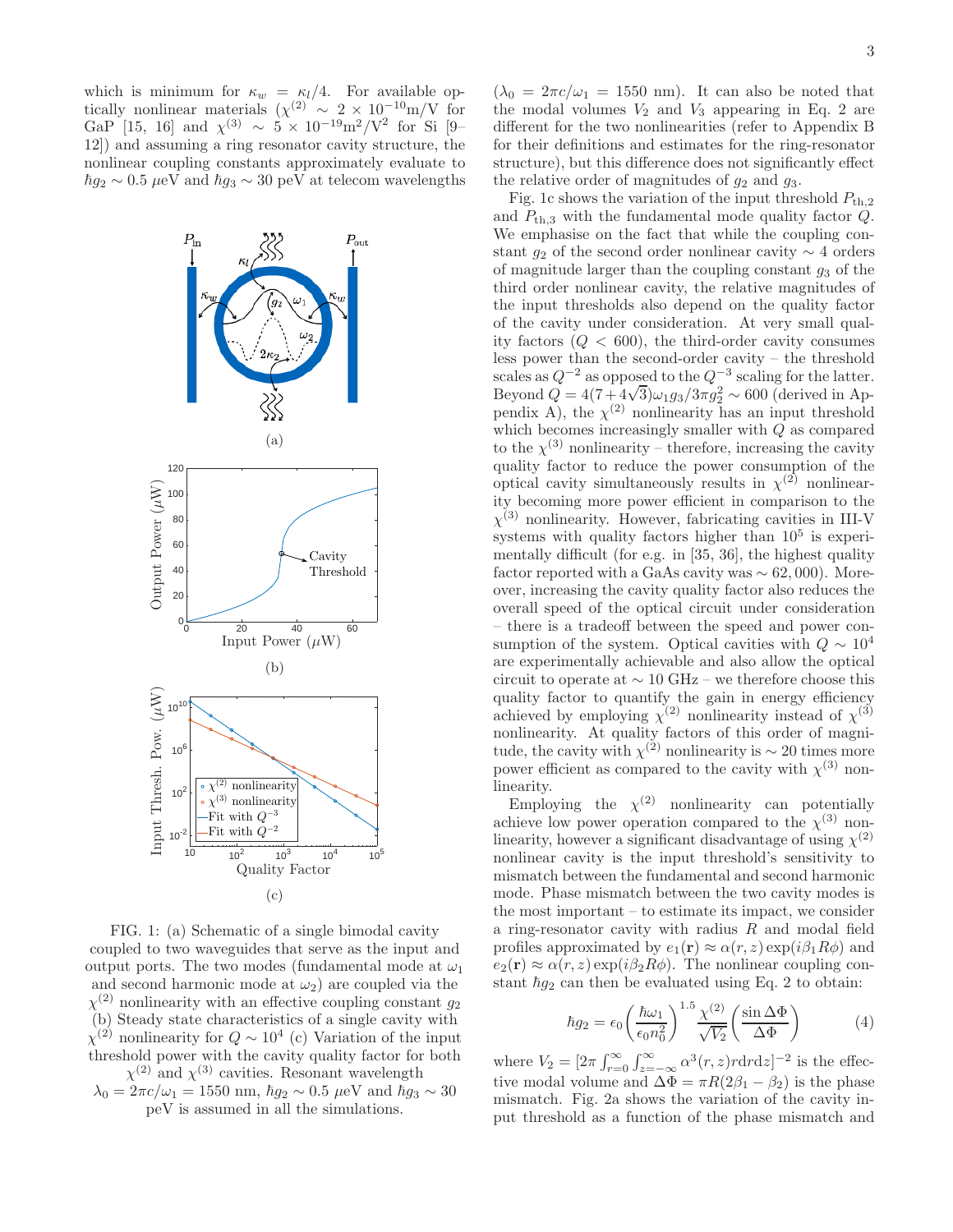which is minimum for $\kappa_w = \kappa_l/4$. For available optically nonlinear materials ($\chi^{(2)} \sim 2 \times 10^{-10}$m/V for GaP [15, 16] and $\chi^{(3)} \sim 5 \times 10^{-19}$m$^2$/V$^2$ for Si [9–12]) and assuming a ring resonator cavity structure, the nonlinear coupling constants approximately evaluate to $\hbar g_2 \sim 0.5$ $\mu$eV and $\hbar g_3 \sim 30$ peV at telecom wavelengths ($\lambda_0 = 2\pi c/\omega_1 = 1550$ nm). It can also be noted that the modal volumes $V_2$ and $V_3$ appearing in Eq. 2 are different for the two nonlinearities (refer to Appendix B for their definitions and estimates for the ring-resonator structure), but this difference does not significantly effect the relative order of magnitudes of $g_2$ and $g_3$.

FIG. 1: (a) Schematic of a single bimodal cavity coupled to two waveguides that serve as the input and output ports. The two modes (fundamental mode at $\omega_1$ and second harmonic mode at $\omega_2$) are coupled via the $\chi^{(2)}$ nonlinearity with an effective coupling constant $g_2$ (b) Steady state characteristics of a single cavity with $\chi^{(2)}$ nonlinearity for $Q \sim 10^4$ (c) Variation of the input threshold power with the cavity quality factor for both $\chi^{(2)}$ and $\chi^{(3)}$ cavities. Resonant wavelength $\lambda_0 = 2\pi c/\omega_1 = 1550$ nm, $\hbar g_2 \sim 0.5$ $\mu$eV and $\hbar g_3 \sim 30$ peV is assumed in all the simulations.

Fig. 1c shows the variation of the input threshold $P_{\text{th},2}$ and $P_{\text{th},3}$ with the fundamental mode quality factor $Q$. We emphasise on the fact that while the coupling constant $g_2$ of the second order nonlinear cavity $\sim 4$ orders of magnitude larger than the coupling constant $g_3$ of the third order nonlinear cavity, the relative magnitudes of the input thresholds also depend on the quality factor of the cavity under consideration. At very small quality factors ($Q < 600$), the third-order cavity consumes less power than the second-order cavity – the threshold scales as $Q^{-2}$ as opposed to the $Q^{-3}$ scaling for the latter. Beyond $Q = 4(7+4\sqrt{3})\omega_1 g_3/3\pi g_2^2 \sim 600$ (derived in Appendix A), the $\chi^{(2)}$ nonlinearity has an input threshold which becomes increasingly smaller with $Q$ as compared to the $\chi^{(3)}$ nonlinearity – therefore, increasing the cavity quality factor to reduce the power consumption of the optical cavity simultaneously results in $\chi^{(2)}$ nonlinearity becoming more power efficient in comparison to the $\chi^{(3)}$ nonlinearity. However, fabricating cavities in III-V systems with quality factors higher than $10^5$ is experimentally difficult (for e.g. in [35, 36], the highest quality factor reported with a GaAs cavity was $\sim 62,000$). Moreover, increasing the cavity quality factor also reduces the overall speed of the optical circuit under consideration – there is a tradeoff between the speed and power consumption of the system. Optical cavities with $Q \sim 10^4$ are experimentally achievable and also allow the optical circuit to operate at $\sim 10$ GHz – we therefore choose this quality factor to quantify the gain in energy efficiency achieved by employing $\chi^{(2)}$ nonlinearity instead of $\chi^{(3)}$ nonlinearity. At quality factors of this order of magnitude, the cavity with $\chi^{(2)}$ nonlinearity is $\sim 20$ times more power efficient as compared to the cavity with $\chi^{(3)}$ nonlinearity.

Employing the $\chi^{(2)}$ nonlinearity can potentially achieve low power operation compared to the $\chi^{(3)}$ nonlinearity, however a significant disadvantage of using $\chi^{(2)}$ nonlinear cavity is the input threshold's sensitivity to mismatch between the fundamental and second harmonic mode. Phase mismatch between the two cavity modes is the most important – to estimate its impact, we consider a ring-resonator cavity with radius $R$ and modal field profiles approximated by $e_1(\mathbf{r}) \approx \alpha(r, z)\exp(i\beta_1 R\phi)$ and $e_2(\mathbf{r}) \approx \alpha(r, z)\exp(i\beta_2 R\phi)$. The nonlinear coupling constant $\hbar g_2$ can then be evaluated using Eq. 2 to obtain:

$$\hbar g_2 = \epsilon_0 \left(\frac{\hbar\omega_1}{\epsilon_0 n_0^2}\right)^{1.5} \frac{\chi^{(2)}}{\sqrt{V_2}} \left(\frac{\sin\Delta\Phi}{\Delta\Phi}\right) \tag{4}$$

where $V_2 = [2\pi \int_{r=0}^{\infty} \int_{z=-\infty}^{\infty} \alpha^3(r, z) r\mathrm{d}r\mathrm{d}z]^{-2}$ is the effective modal volume and $\Delta\Phi = \pi R(2\beta_1 - \beta_2)$ is the phase mismatch. Fig. 2a shows the variation of the cavity input threshold as a function of the phase mismatch and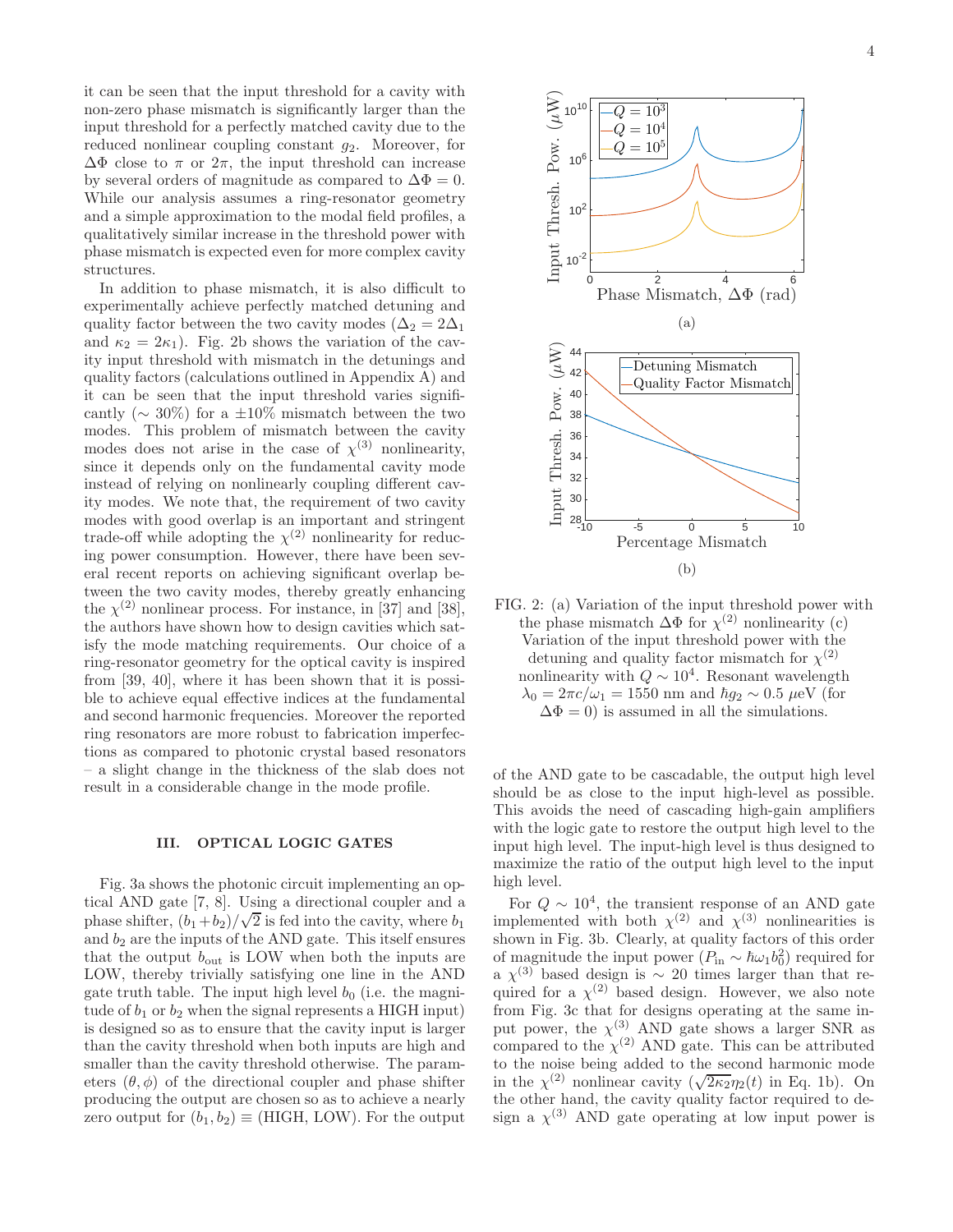it can be seen that the input threshold for a cavity with non-zero phase mismatch is significantly larger than the input threshold for a perfectly matched cavity due to the reduced nonlinear coupling constant $g_2$. Moreover, for $\Delta\Phi$ close to $\pi$ or $2\pi$, the input threshold can increase by several orders of magnitude as compared to $\Delta\Phi = 0$. While our analysis assumes a ring-resonator geometry and a simple approximation to the modal field profiles, a qualitatively similar increase in the threshold power with phase mismatch is expected even for more complex cavity structures.

In addition to phase mismatch, it is also difficult to experimentally achieve perfectly matched detuning and quality factor between the two cavity modes ($\Delta_2 = 2\Delta_1$ and $\kappa_2 = 2\kappa_1$). Fig. 2b shows the variation of the cavity input threshold with mismatch in the detunings and quality factors (calculations outlined in Appendix A) and it can be seen that the input threshold varies significantly ($\sim 30\%$) for a $\pm 10\%$ mismatch between the two modes. This problem of mismatch between the cavity modes does not arise in the case of $\chi^{(3)}$ nonlinearity, since it depends only on the fundamental cavity mode instead of relying on nonlinearly coupling different cavity modes. We note that, the requirement of two cavity modes with good overlap is an important and stringent trade-off while adopting the $\chi^{(2)}$ nonlinearity for reducing power consumption. However, there have been several recent reports on achieving significant overlap between the two cavity modes, thereby greatly enhancing the $\chi^{(2)}$ nonlinear process. For instance, in [37] and [38], the authors have shown how to design cavities which satisfy the mode matching requirements. Our choice of a ring-resonator geometry for the optical cavity is inspired from [39, 40], where it has been shown that it is possible to achieve equal effective indices at the fundamental and second harmonic frequencies. Moreover the reported ring resonators are more robust to fabrication imperfections as compared to photonic crystal based resonators – a slight change in the thickness of the slab does not result in a considerable change in the mode profile.

FIG. 2: (a) Variation of the input threshold power with the phase mismatch $\Delta\Phi$ for $\chi^{(2)}$ nonlinearity (c) Variation of the input threshold power with the detuning and quality factor mismatch for $\chi^{(2)}$ nonlinearity with $Q \sim 10^4$. Resonant wavelength $\lambda_0 = 2\pi c/\omega_1 = 1550$ nm and $\hbar g_2 \sim 0.5$ $\mu$eV (for $\Delta\Phi = 0$) is assumed in all the simulations.

## III. OPTICAL LOGIC GATES

Fig. 3a shows the photonic circuit implementing an optical AND gate [7, 8]. Using a directional coupler and a phase shifter, $(b_1 + b_2)/\sqrt{2}$ is fed into the cavity, where $b_1$ and $b_2$ are the inputs of the AND gate. This itself ensures that the output $b_{\text{out}}$ is LOW when both the inputs are LOW, thereby trivially satisfying one line in the AND gate truth table. The input high level $b_0$ (i.e. the magnitude of $b_1$ or $b_2$ when the signal represents a HIGH input) is designed so as to ensure that the cavity input is larger than the cavity threshold when both inputs are high and smaller than the cavity threshold otherwise. The parameters $(\theta, \phi)$ of the directional coupler and phase shifter producing the output are chosen so as to achieve a nearly zero output for $(b_1, b_2) \equiv$ (HIGH, LOW). For the output of the AND gate to be cascadable, the output high level should be as close to the input high-level as possible. This avoids the need of cascading high-gain amplifiers with the logic gate to restore the output high level to the input high level. The input-high level is thus designed to maximize the ratio of the output high level to the input high level.

For $Q \sim 10^4$, the transient response of an AND gate implemented with both $\chi^{(2)}$ and $\chi^{(3)}$ nonlinearities is shown in Fig. 3b. Clearly, at quality factors of this order of magnitude the input power ($P_{\text{in}} \sim \hbar\omega_1 b_0^2$) required for a $\chi^{(3)}$ based design is $\sim 20$ times larger than that required for a $\chi^{(2)}$ based design. However, we also note from Fig. 3c that for designs operating at the same input power, the $\chi^{(3)}$ AND gate shows a larger SNR as compared to the $\chi^{(2)}$ AND gate. This can be attributed to the noise being added to the second harmonic mode in the $\chi^{(2)}$ nonlinear cavity ($\sqrt{2\kappa_2}\eta_2(t)$ in Eq. 1b). On the other hand, the cavity quality factor required to design a $\chi^{(3)}$ AND gate operating at low input power is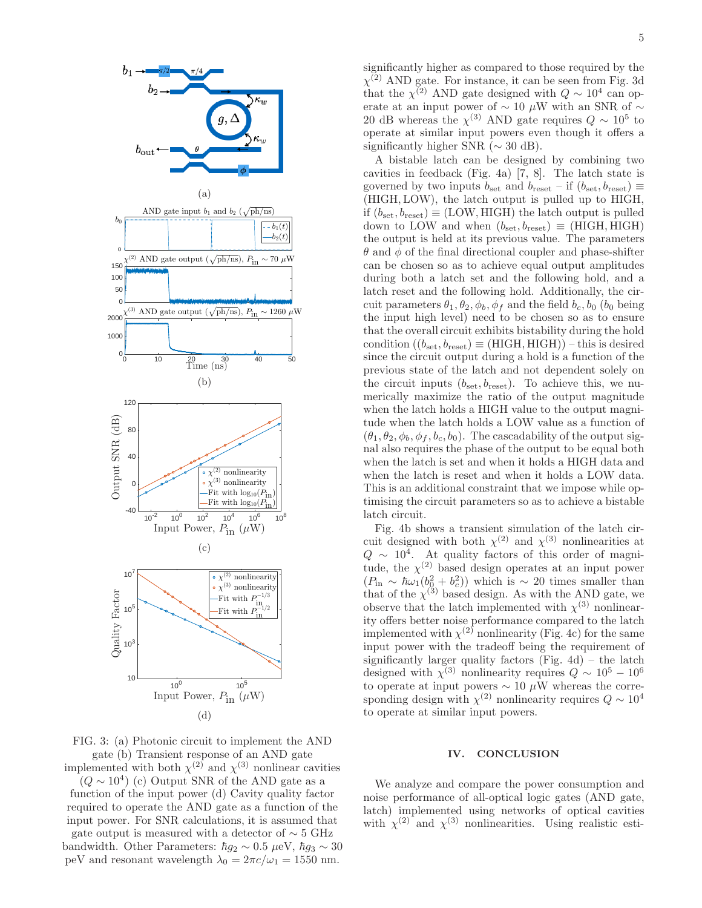significantly higher as compared to those required by the $\chi^{(2)}$ AND gate. For instance, it can be seen from Fig. 3d that the $\chi^{(2)}$ AND gate designed with $Q \sim 10^4$ can operate at an input power of $\sim 10\ \mu$W with an SNR of $\sim 20$ dB whereas the $\chi^{(3)}$ AND gate requires $Q \sim 10^5$ to operate at similar input powers even though it offers a significantly higher SNR ($\sim 30$ dB).

A bistable latch can be designed by combining two cavities in feedback (Fig. 4a) [7, 8]. The latch state is governed by two inputs $b_{\text{set}}$ and $b_{\text{reset}}$ – if $(b_{\text{set}}, b_{\text{reset}}) \equiv$ (HIGH, LOW), the latch output is pulled up to HIGH, if $(b_{\text{set}}, b_{\text{reset}}) \equiv$ (LOW, HIGH) the latch output is pulled down to LOW and when $(b_{\text{set}}, b_{\text{reset}}) \equiv$ (HIGH, HIGH) the output is held at its previous value. The parameters $\theta$ and $\phi$ of the final directional coupler and phase-shifter can be chosen so as to achieve equal output amplitudes during both a latch set and the following hold, and a latch reset and the following hold. Additionally, the circuit parameters $\theta_1, \theta_2, \phi_b, \phi_f$ and the field $b_c, b_0$ ($b_0$ being the input high level) need to be chosen so as to ensure that the overall circuit exhibits bistability during the hold condition ($(b_{\text{set}}, b_{\text{reset}}) \equiv$ (HIGH, HIGH)) – this is desired since the circuit output during a hold is a function of the previous state of the latch and not dependent solely on the circuit inputs $(b_{\text{set}}, b_{\text{reset}})$. To achieve this, we numerically maximize the ratio of the output magnitude when the latch holds a HIGH value to the output magnitude when the latch holds a LOW value as a function of $(\theta_1, \theta_2, \phi_b, \phi_f, b_c, b_0)$. The cascadability of the output signal also requires the phase of the output to be equal both when the latch is set and when it holds a HIGH data and when the latch is reset and when it holds a LOW data. This is an additional constraint that we impose while optimising the circuit parameters so as to achieve a bistable latch circuit.

Fig. 4b shows a transient simulation of the latch circuit designed with both $\chi^{(2)}$ and $\chi^{(3)}$ nonlinearities at $Q \sim 10^4$. At quality factors of this order of magnitude, the $\chi^{(2)}$ based design operates at an input power ($P_{\text{in}} \sim \hbar\omega_1(b_0^2 + b_c^2)$) which is $\sim 20$ times smaller than that of the $\chi^{(3)}$ based design. As with the AND gate, we observe that the latch implemented with $\chi^{(3)}$ nonlinearity offers better noise performance compared to the latch implemented with $\chi^{(2)}$ nonlinearity (Fig. 4c) for the same input power with the tradeoff being the requirement of significantly larger quality factors (Fig. 4d) – the latch designed with $\chi^{(3)}$ nonlinearity requires $Q \sim 10^5 - 10^6$ to operate at input powers $\sim 10\ \mu$W whereas the corresponding design with $\chi^{(2)}$ nonlinearity requires $Q \sim 10^4$ to operate at similar input powers.

FIG. 3: (a) Photonic circuit to implement the AND gate (b) Transient response of an AND gate implemented with both $\chi^{(2)}$ and $\chi^{(3)}$ nonlinear cavities ($Q \sim 10^4$) (c) Output SNR of the AND gate as a function of the input power (d) Cavity quality factor required to operate the AND gate as a function of the input power. For SNR calculations, it is assumed that gate output is measured with a detector of $\sim 5$ GHz bandwidth. Other Parameters: $\hbar g_2 \sim 0.5\ \mu$eV, $\hbar g_3 \sim 30$ peV and resonant wavelength $\lambda_0 = 2\pi c/\omega_1 = 1550$ nm.

## IV. CONCLUSION

We analyze and compare the power consumption and noise performance of all-optical logic gates (AND gate, latch) implemented using networks of optical cavities with $\chi^{(2)}$ and $\chi^{(3)}$ nonlinearities. Using realistic esti-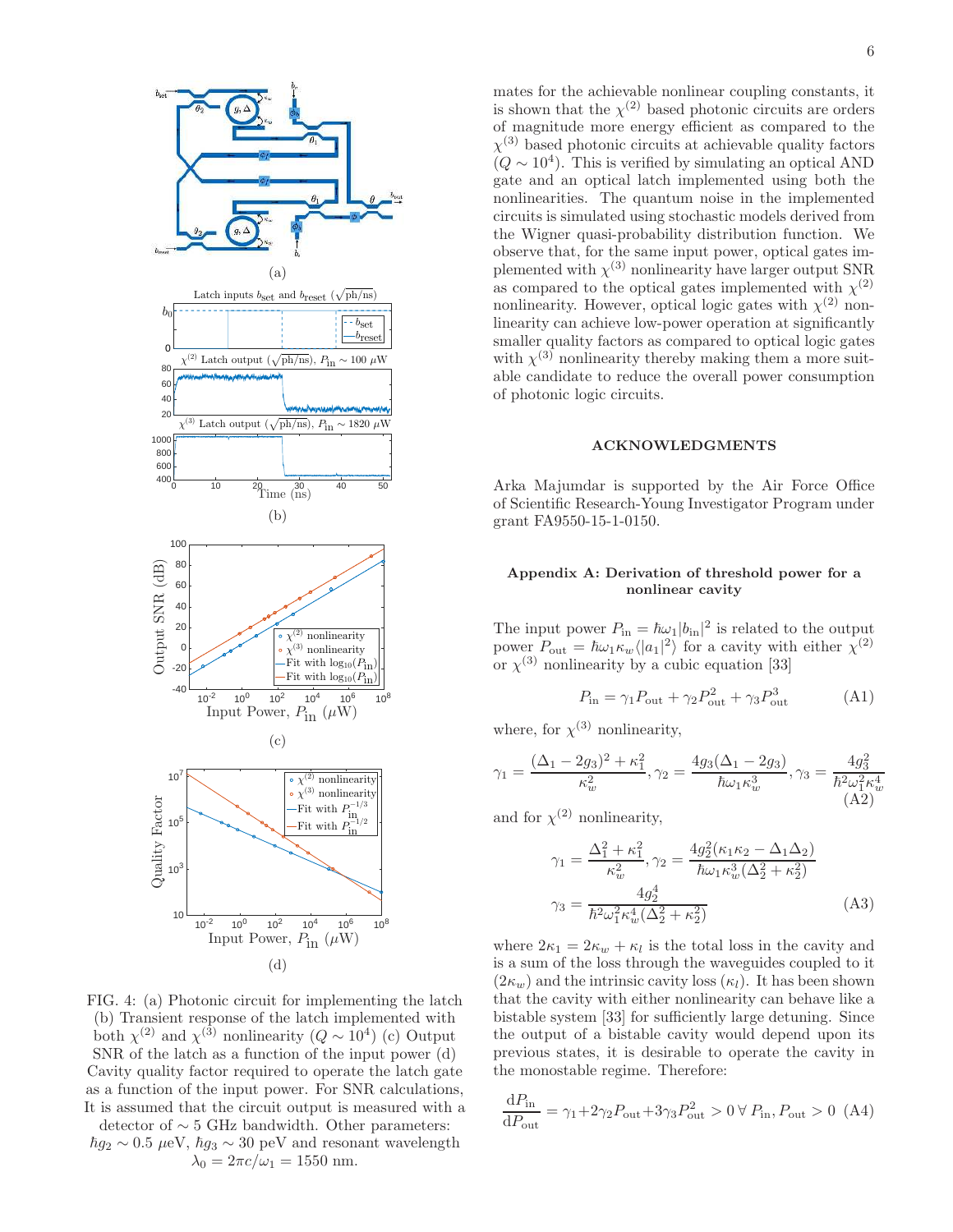FIG. 4: (a) Photonic circuit for implementing the latch (b) Transient response of the latch implemented with both $\chi^{(2)}$ and $\chi^{(3)}$ nonlinearity ($Q \sim 10^4$) (c) Output SNR of the latch as a function of the input power (d) Cavity quality factor required to operate the latch gate as a function of the input power. For SNR calculations, It is assumed that the circuit output is measured with a detector of $\sim 5$ GHz bandwidth. Other parameters: $\hbar g_2 \sim 0.5\ \mu$eV, $\hbar g_3 \sim 30$ peV and resonant wavelength $\lambda_0 = 2\pi c/\omega_1 = 1550$ nm.

mates for the achievable nonlinear coupling constants, it is shown that the $\chi^{(2)}$ based photonic circuits are orders of magnitude more energy efficient as compared to the $\chi^{(3)}$ based photonic circuits at achievable quality factors ($Q \sim 10^4$). This is verified by simulating an optical AND gate and an optical latch implemented using both the nonlinearities. The quantum noise in the implemented circuits is simulated using stochastic models derived from the Wigner quasi-probability distribution function. We observe that, for the same input power, optical gates implemented with $\chi^{(3)}$ nonlinearity have larger output SNR as compared to the optical gates implemented with $\chi^{(2)}$ nonlinearity. However, optical logic gates with $\chi^{(2)}$ nonlinearity can achieve low-power operation at significantly smaller quality factors as compared to optical logic gates with $\chi^{(3)}$ nonlinearity thereby making them a more suitable candidate to reduce the overall power consumption of photonic logic circuits.

## ACKNOWLEDGMENTS

Arka Majumdar is supported by the Air Force Office of Scientific Research-Young Investigator Program under grant FA9550-15-1-0150.

## Appendix A: Derivation of threshold power for a nonlinear cavity

The input power $P_{\text{in}} = \hbar\omega_1 |b_{\text{in}}|^2$ is related to the output power $P_{\text{out}} = \hbar\omega_1 \kappa_w \langle |a_1|^2 \rangle$ for a cavity with either $\chi^{(2)}$ or $\chi^{(3)}$ nonlinearity by a cubic equation [33]

$$P_{\text{in}} = \gamma_1 P_{\text{out}} + \gamma_2 P_{\text{out}}^2 + \gamma_3 P_{\text{out}}^3 \tag{A1}$$

where, for $\chi^{(3)}$ nonlinearity,

$$\gamma_1 = \frac{(\Delta_1 - 2g_3)^2 + \kappa_1^2}{\kappa_w^2}, \gamma_2 = \frac{4g_3(\Delta_1 - 2g_3)}{\hbar\omega_1 \kappa_w^3}, \gamma_3 = \frac{4g_3^2}{\hbar^2\omega_1^2\kappa_w^4} \tag{A2}$$

and for $\chi^{(2)}$ nonlinearity,

$$\gamma_1 = \frac{\Delta_1^2 + \kappa_1^2}{\kappa_w^2}, \gamma_2 = \frac{4g_2^2(\kappa_1\kappa_2 - \Delta_1\Delta_2)}{\hbar\omega_1\kappa_w^3(\Delta_2^2 + \kappa_2^2)}$$
$$\gamma_3 = \frac{4g_2^4}{\hbar^2\omega_1^2\kappa_w^4(\Delta_2^2 + \kappa_2^2)} \tag{A3}$$

where $2\kappa_1 = 2\kappa_w + \kappa_l$ is the total loss in the cavity and is a sum of the loss through the waveguides coupled to it ($2\kappa_w$) and the intrinsic cavity loss ($\kappa_l$). It has been shown that the cavity with either nonlinearity can behave like a bistable system [33] for sufficiently large detuning. Since the output of a bistable cavity would depend upon its previous states, it is desirable to operate the cavity in the monostable regime. Therefore:

$$\frac{\mathrm{d}P_{\text{in}}}{\mathrm{d}P_{\text{out}}} = \gamma_1 + 2\gamma_2 P_{\text{out}} + 3\gamma_3 P_{\text{out}}^2 > 0 \,\forall\, P_{\text{in}}, P_{\text{out}} > 0 \tag{A4}$$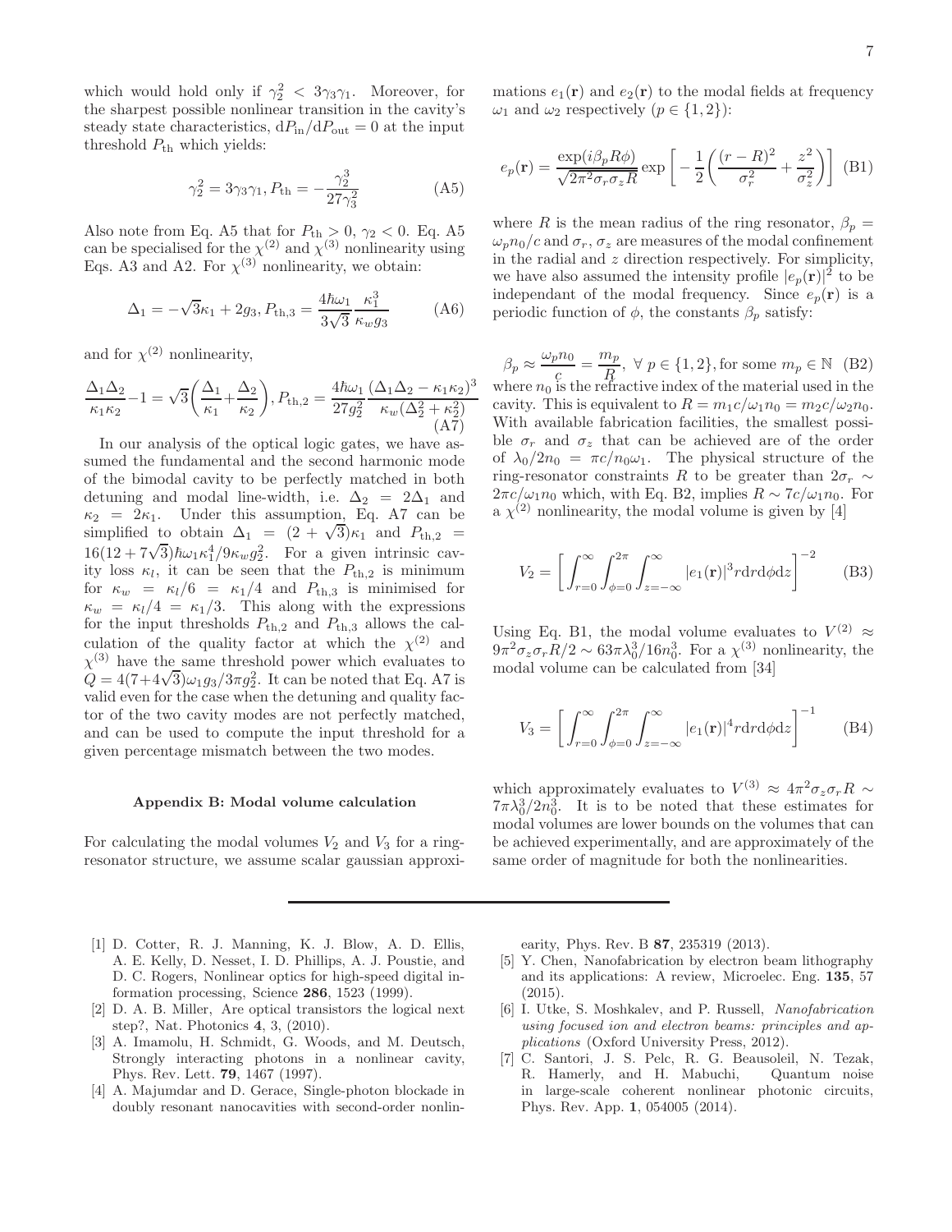which would hold only if $\gamma_2^2 < 3\gamma_3\gamma_1$. Moreover, for the sharpest possible nonlinear transition in the cavity's steady state characteristics, $\mathrm{d}P_{\text{in}}/\mathrm{d}P_{\text{out}} = 0$ at the input threshold $P_{\text{th}}$ which yields:

$$\gamma_2^2 = 3\gamma_3\gamma_1, P_{\text{th}} = -\frac{\gamma_2^3}{27\gamma_3^2} \tag{A5}$$

Also note from Eq. A5 that for $P_{\text{th}} > 0$, $\gamma_2 < 0$. Eq. A5 can be specialised for the $\chi^{(2)}$ and $\chi^{(3)}$ nonlinearity using Eqs. A3 and A2. For $\chi^{(3)}$ nonlinearity, we obtain:

$$\Delta_1 = -\sqrt{3}\kappa_1 + 2g_3, P_{\text{th},3} = \frac{4\hbar\omega_1}{3\sqrt{3}}\frac{\kappa_1^3}{\kappa_w g_3} \tag{A6}$$

and for $\chi^{(2)}$ nonlinearity,

$$\frac{\Delta_1\Delta_2}{\kappa_1\kappa_2} - 1 = \sqrt{3}\bigg(\frac{\Delta_1}{\kappa_1} + \frac{\Delta_2}{\kappa_2}\bigg), P_{\text{th},2} = \frac{4\hbar\omega_1}{27g_2^2}\frac{(\Delta_1\Delta_2 - \kappa_1\kappa_2)^3}{\kappa_w(\Delta_2^2 + \kappa_2^2)} \tag{A7}$$

In our analysis of the optical logic gates, we have assumed the fundamental and the second harmonic mode of the bimodal cavity to be perfectly matched in both detuning and modal line-width, i.e. $\Delta_2 = 2\Delta_1$ and $\kappa_2 = 2\kappa_1$. Under this assumption, Eq. A7 can be simplified to obtain $\Delta_1 = (2+\sqrt{3})\kappa_1$ and $P_{\text{th},2} = 16(12+7\sqrt{3})\hbar\omega_1\kappa_1^4/9\kappa_w g_2^2$. For a given intrinsic cavity loss $\kappa_l$, it can be seen that the $P_{\text{th},2}$ is minimum for $\kappa_w = \kappa_l/6 = \kappa_1/4$ and $P_{\text{th},3}$ is minimised for $\kappa_w = \kappa_l/4 = \kappa_1/3$. This along with the expressions for the input thresholds $P_{\text{th},2}$ and $P_{\text{th},3}$ allows the calculation of the quality factor at which the $\chi^{(2)}$ and $\chi^{(3)}$ have the same threshold power which evaluates to $Q = 4(7+4\sqrt{3})\omega_1 g_3/3\pi g_2^2$. It can be noted that Eq. A7 is valid even for the case when the detuning and quality factor of the two cavity modes are not perfectly matched, and can be used to compute the input threshold for a given percentage mismatch between the two modes.

### Appendix B: Modal volume calculation

For calculating the modal volumes $V_2$ and $V_3$ for a ring-resonator structure, we assume scalar gaussian approximations $e_1(\mathbf{r})$ and $e_2(\mathbf{r})$ to the modal fields at frequency $\omega_1$ and $\omega_2$ respectively ($p \in \{1,2\}$):

$$e_p(\mathbf{r}) = \frac{\exp(i\beta_p R\phi)}{\sqrt{2\pi^2\sigma_r\sigma_z R}}\exp\bigg[-\frac{1}{2}\bigg(\frac{(r-R)^2}{\sigma_r^2} + \frac{z^2}{\sigma_z^2}\bigg)\bigg] \tag{B1}$$

where $R$ is the mean radius of the ring resonator, $\beta_p = \omega_p n_0/c$ and $\sigma_r$, $\sigma_z$ are measures of the modal confinement in the radial and $z$ direction respectively. For simplicity, we have also assumed the intensity profile $|e_p(\mathbf{r})|^2$ to be independant of the modal frequency. Since $e_p(\mathbf{r})$ is a periodic function of $\phi$, the constants $\beta_p$ satisfy:

$$\beta_p \approx \frac{\omega_p n_0}{c} = \frac{m_p}{R}, \ \forall \ p \in \{1,2\}, \text{for some } m_p \in \mathbb{N} \tag{B2}$$

where $n_0$ is the refractive index of the material used in the cavity. This is equivalent to $R = m_1 c/\omega_1 n_0 = m_2 c/\omega_2 n_0$. With available fabrication facilities, the smallest possible $\sigma_r$ and $\sigma_z$ that can be achieved are of the order of $\lambda_0/2n_0 = \pi c/n_0\omega_1$. The physical structure of the ring-resonator constraints $R$ to be greater than $2\sigma_r \sim 2\pi c/\omega_1 n_0$ which, with Eq. B2, implies $R \sim 7c/\omega_1 n_0$. For a $\chi^{(2)}$ nonlinearity, the modal volume is given by [4]

$$V_2 = \bigg[\int_{r=0}^{\infty}\int_{\phi=0}^{2\pi}\int_{z=-\infty}^{\infty}|e_1(\mathbf{r})|^3 r\mathrm{d}r\mathrm{d}\phi\mathrm{d}z\bigg]^{-2} \tag{B3}$$

Using Eq. B1, the modal volume evaluates to $V^{(2)} \approx 9\pi^2\sigma_z\sigma_r R/2 \sim 63\pi\lambda_0^3/16n_0^3$. For a $\chi^{(3)}$ nonlinearity, the modal volume can be calculated from [34]

$$V_3 = \bigg[\int_{r=0}^{\infty}\int_{\phi=0}^{2\pi}\int_{z=-\infty}^{\infty}|e_1(\mathbf{r})|^4 r\mathrm{d}r\mathrm{d}\phi\mathrm{d}z\bigg]^{-1} \tag{B4}$$

which approximately evaluates to $V^{(3)} \approx 4\pi^2\sigma_z\sigma_r R \sim 7\pi\lambda_0^3/2n_0^3$. It is to be noted that these estimates for modal volumes are lower bounds on the volumes that can be achieved experimentally, and are approximately of the same order of magnitude for both the nonlinearities.

---

[1] D. Cotter, R. J. Manning, K. J. Blow, A. D. Ellis, A. E. Kelly, D. Nesset, I. D. Phillips, A. J. Poustie, and D. C. Rogers, Nonlinear optics for high-speed digital information processing, Science **286**, 1523 (1999).

[2] D. A. B. Miller, Are optical transistors the logical next step?, Nat. Photonics **4**, 3, (2010).

[3] A. Imamolu, H. Schmidt, G. Woods, and M. Deutsch, Strongly interacting photons in a nonlinear cavity, Phys. Rev. Lett. **79**, 1467 (1997).

[4] A. Majumdar and D. Gerace, Single-photon blockade in doubly resonant nanocavities with second-order nonlinearity, Phys. Rev. B **87**, 235319 (2013).

[5] Y. Chen, Nanofabrication by electron beam lithography and its applications: A review, Microelec. Eng. **135**, 57 (2015).

[6] I. Utke, S. Moshkalev, and P. Russell, *Nanofabrication using focused ion and electron beams: principles and applications* (Oxford University Press, 2012).

[7] C. Santori, J. S. Pelc, R. G. Beausoleil, N. Tezak, R. Hamerly, and H. Mabuchi, Quantum noise in large-scale coherent nonlinear photonic circuits, Phys. Rev. App. **1**, 054005 (2014).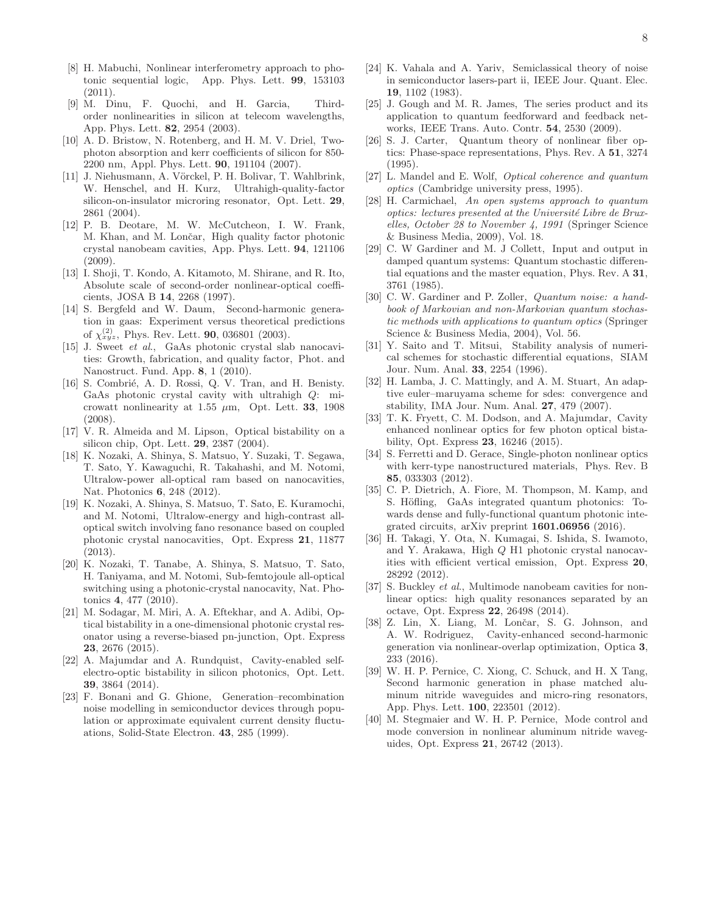[8] H. Mabuchi, Nonlinear interferometry approach to photonic sequential logic, App. Phys. Lett. **99**, 153103 (2011).

[9] M. Dinu, F. Quochi, and H. Garcia, Third-order nonlinearities in silicon at telecom wavelengths, App. Phys. Lett. **82**, 2954 (2003).

[10] A. D. Bristow, N. Rotenberg, and H. M. V. Driel, Two-photon absorption and kerr coefficients of silicon for 850-2200 nm, Appl. Phys. Lett. **90**, 191104 (2007).

[11] J. Niehusmann, A. Vörckel, P. H. Bolivar, T. Wahlbrink, W. Henschel, and H. Kurz, Ultrahigh-quality-factor silicon-on-insulator microring resonator, Opt. Lett. **29**, 2861 (2004).

[12] P. B. Deotare, M. W. McCutcheon, I. W. Frank, M. Khan, and M. Lončar, High quality factor photonic crystal nanobeam cavities, App. Phys. Lett. **94**, 121106 (2009).

[13] I. Shoji, T. Kondo, A. Kitamoto, M. Shirane, and R. Ito, Absolute scale of second-order nonlinear-optical coefficients, JOSA B **14**, 2268 (1997).

[14] S. Bergfeld and W. Daum, Second-harmonic generation in gaas: Experiment versus theoretical predictions of $\chi^{(2)}_{xyz}$, Phys. Rev. Lett. **90**, 036801 (2003).

[15] J. Sweet *et al.*, GaAs photonic crystal slab nanocavities: Growth, fabrication, and quality factor, Phot. and Nanostruct. Fund. App. **8**, 1 (2010).

[16] S. Combrié, A. D. Rossi, Q. V. Tran, and H. Benisty. GaAs photonic crystal cavity with ultrahigh $Q$: microwatt nonlinearity at 1.55 $\mu$m, Opt. Lett. **33**, 1908 (2008).

[17] V. R. Almeida and M. Lipson, Optical bistability on a silicon chip, Opt. Lett. **29**, 2387 (2004).

[18] K. Nozaki, A. Shinya, S. Matsuo, Y. Suzaki, T. Segawa, T. Sato, Y. Kawaguchi, R. Takahashi, and M. Notomi, Ultralow-power all-optical ram based on nanocavities, Nat. Photonics **6**, 248 (2012).

[19] K. Nozaki, A. Shinya, S. Matsuo, T. Sato, E. Kuramochi, and M. Notomi, Ultralow-energy and high-contrast all-optical switch involving fano resonance based on coupled photonic crystal nanocavities, Opt. Express **21**, 11877 (2013).

[20] K. Nozaki, T. Tanabe, A. Shinya, S. Matsuo, T. Sato, H. Taniyama, and M. Notomi, Sub-femtojoule all-optical switching using a photonic-crystal nanocavity, Nat. Photonics **4**, 477 (2010).

[21] M. Sodagar, M. Miri, A. A. Eftekhar, and A. Adibi, Optical bistability in a one-dimensional photonic crystal resonator using a reverse-biased pn-junction, Opt. Express **23**, 2676 (2015).

[22] A. Majumdar and A. Rundquist, Cavity-enabled self-electro-optic bistability in silicon photonics, Opt. Lett. **39**, 3864 (2014).

[23] F. Bonani and G. Ghione, Generation–recombination noise modelling in semiconductor devices through population or approximate equivalent current density fluctuations, Solid-State Electron. **43**, 285 (1999).

[24] K. Vahala and A. Yariv, Semiclassical theory of noise in semiconductor lasers-part ii, IEEE Jour. Quant. Elec. **19**, 1102 (1983).

[25] J. Gough and M. R. James, The series product and its application to quantum feedforward and feedback networks, IEEE Trans. Auto. Contr. **54**, 2530 (2009).

[26] S. J. Carter, Quantum theory of nonlinear fiber optics: Phase-space representations, Phys. Rev. A **51**, 3274 (1995).

[27] L. Mandel and E. Wolf, *Optical coherence and quantum optics* (Cambridge university press, 1995).

[28] H. Carmichael, *An open systems approach to quantum optics: lectures presented at the Université Libre de Bruxelles, October 28 to November 4, 1991* (Springer Science & Business Media, 2009), Vol. 18.

[29] C. W Gardiner and M. J Collett, Input and output in damped quantum systems: Quantum stochastic differential equations and the master equation, Phys. Rev. A **31**, 3761 (1985).

[30] C. W. Gardiner and P. Zoller, *Quantum noise: a handbook of Markovian and non-Markovian quantum stochastic methods with applications to quantum optics* (Springer Science & Business Media, 2004), Vol. 56.

[31] Y. Saito and T. Mitsui, Stability analysis of numerical schemes for stochastic differential equations, SIAM Jour. Num. Anal. **33**, 2254 (1996).

[32] H. Lamba, J. C. Mattingly, and A. M. Stuart, An adaptive euler–maruyama scheme for sdes: convergence and stability, IMA Jour. Num. Anal. **27**, 479 (2007).

[33] T. K. Fryett, C. M. Dodson, and A. Majumdar, Cavity enhanced nonlinear optics for few photon optical bistability, Opt. Express **23**, 16246 (2015).

[34] S. Ferretti and D. Gerace, Single-photon nonlinear optics with kerr-type nanostructured materials, Phys. Rev. B **85**, 033303 (2012).

[35] C. P. Dietrich, A. Fiore, M. Thompson, M. Kamp, and S. Höfling, GaAs integrated quantum photonics: Towards dense and fully-functional quantum photonic integrated circuits, arXiv preprint **1601.06956** (2016).

[36] H. Takagi, Y. Ota, N. Kumagai, S. Ishida, S. Iwamoto, and Y. Arakawa, High $Q$ H1 photonic crystal nanocavities with efficient vertical emission, Opt. Express **20**, 28292 (2012).

[37] S. Buckley *et al.*, Multimode nanobeam cavities for nonlinear optics: high quality resonances separated by an octave, Opt. Express **22**, 26498 (2014).

[38] Z. Lin, X. Liang, M. Lončar, S. G. Johnson, and A. W. Rodriguez, Cavity-enhanced second-harmonic generation via nonlinear-overlap optimization, Optica **3**, 233 (2016).

[39] W. H. P. Pernice, C. Xiong, C. Schuck, and H. X Tang, Second harmonic generation in phase matched aluminum nitride waveguides and micro-ring resonators, App. Phys. Lett. **100**, 223501 (2012).

[40] M. Stegmaier and W. H. P. Pernice, Mode control and mode conversion in nonlinear aluminum nitride waveguides, Opt. Express **21**, 26742 (2013).